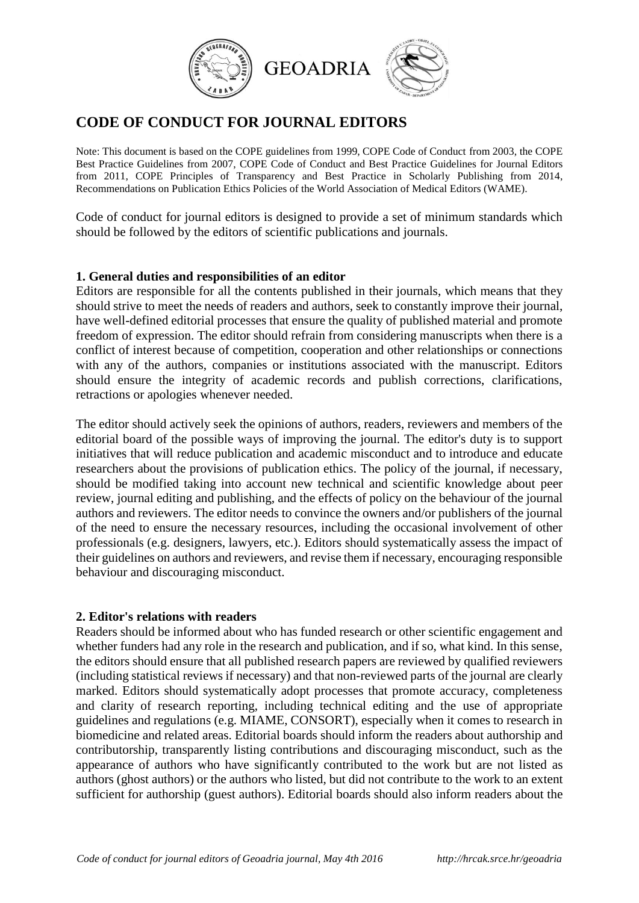GEOADRIA

# CODE OF CONDUCT FOR JOURNAL EDITORS

Note: This document is based on the COPE guidelines from 1999, COPE Code of Conduct from 2003, the COPE Best Practice Guidelines from 2007, COPE Code of Conduct and Best Practice Guidelines for Journal Editors from 2011, COPE Principles of Transparency and Best Practice in Scholarly Publishing from 2014, Recommendations on Publication Ethics Policies of the World Association of Medical Editors (WAME).

Code of conduct for journal editors is designed to provide a set of minimum standards which should be followed by the editors of scientific publications and journals.

**1. General duties and responsibilities of an editor**

Editors are responsible for all the contents published in their journals, which means that they should strive to meet the needs of readers and authors, seek to constantly improve their journal, have well-defined editorial processes that ensure the quality of published material and promote freedom of expression. The editor should refrain from considering manuscripts when there is a conflict of interest because of competition, cooperation and other relationships or connections with any of the authors, companies or institutions associated with the manuscript. Editors should ensure the integrity of academic records and publish corrections, clarifications, retractions or apologies whenever needed.

The editor should actively seek the opinions of authors, readers, reviewers and members of the editorial board of the possible ways of improving the journal. The editor's duty is to support initiatives that will reduce publication and academic misconduct and to introduce and educate researchers about the provisions of publication ethics. The policy of the journal, if necessary, should be modified taking into account new technical and scientific knowledge about peer review, journal editing and publishing, and the effects of policy on the behaviour of the journal authors and reviewers. The editor needs to convince the owners and/or publishers of the journal of the need to ensure the necessary resources, including the occasional involvement of other professionals (e.g. designers, lawyers, etc.). Editors should systematically assess the impact of their guidelines on authors and reviewers, and revise them if necessary, encouraging responsible behaviour and discouraging misconduct.

**2. Editor's relations with readers**

Readers should be informed about who has funded research or other scientific engagement and whether funders had any role in the research and publication, and if so, what kind. In this sense, the editors should ensure that all published research papers are reviewed by qualified reviewers (including statistical reviews if necessary) and that non-reviewed parts of the journal are clearly marked. Editors should systematically adopt processes that promote accuracy, completeness and clarity of research reporting, including technical editing and the use of appropriate guidelines and regulations (e.g. MIAME, CONSORT), especially when it comes to research in biomedicine and related areas. Editorial boards should inform the readers about authorship and contributorship, transparently listing contributions and discouraging misconduct, such as the appearance of authors who have significantly contributed to the work but are not listed as authors (ghost authors) or the authors who listed, but did not contribute to the work to an extent sufficient for authorship (guest authors). Editorial boards should also inform readers about the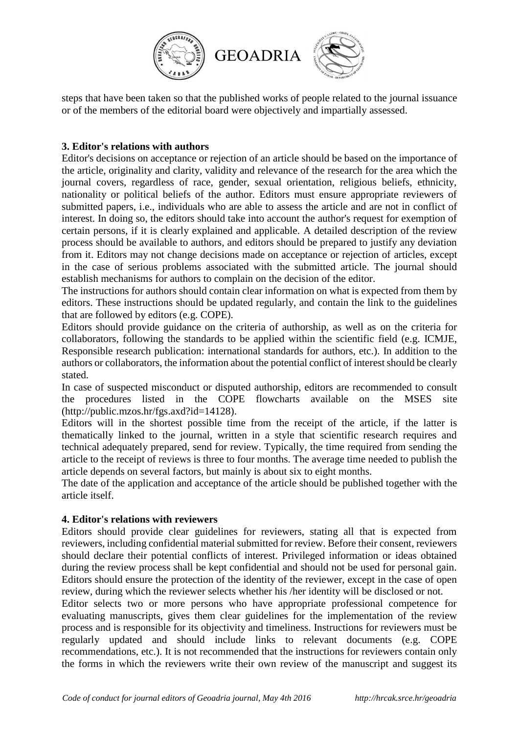steps that have been taken so that the published works of people related to the journal issuance or of the members of the editorial board were objectively and impartially assessed.

### 3. Editor's relations with authors

Editor's decisions on acceptance or rejection of an article should be based on the importance of the article, originality and clarity, validity and relevance of the research for the area which the journal covers, regardless of race, gender, sexual orientation, religious beliefs, ethnicity, nationality or political beliefs of the author. Editors must ensure appropriate reviewers of submitted papers, i.e., individuals who are able to assess the article and are not in conflict of interest. In doing so, the editors should take into account the author's request for exemption of certain persons, if it is clearly explained and applicable. A detailed description of the review process should be available to authors, and editors should be prepared to justify any deviation from it. Editors may not change decisions made on acceptance or rejection of articles, except in the case of serious problems associated with the submitted article. The journal should establish mechanisms for authors to complain on the decision of the editor.

The instructions for authors should contain clear information on what is expected from them by editors. These instructions should be updated regularly, and contain the link to the guidelines that are followed by editors (e.g. COPE).

Editors should provide guidance on the criteria of authorship, as well as on the criteria for collaborators, following the standards to be applied within the scientific field (e.g. ICMJE, Responsible research publication: international standards for authors, etc.). In addition to the authors or collaborators, the information about the potential conflict of interest should be clearly stated.

In case of suspected misconduct or disputed authorship, editors are recommended to consult the procedures listed in the COPE flowcharts available on the MSES site (http://public.mzos.hr/fgs.axd?id=14128).

Editors will in the shortest possible time from the receipt of the article, if the latter is thematically linked to the journal, written in a style that scientific research requires and technical adequately prepared, send for review. Typically, the time required from sending the article to the receipt of reviews is three to four months. The average time needed to publish the article depends on several factors, but mainly is about six to eight months.

The date of the application and acceptance of the article should be published together with the article itself.

### 4. Editor's relations with reviewers

Editors should provide clear guidelines for reviewers, stating all that is expected from reviewers, including confidential material submitted for review. Before their consent, reviewers should declare their potential conflicts of interest. Privileged information or ideas obtained during the review process shall be kept confidential and should not be used for personal gain. Editors should ensure the protection of the identity of the reviewer, except in the case of open review, during which the reviewer selects whether his /her identity will be disclosed or not.

Editor selects two or more persons who have appropriate professional competence for evaluating manuscripts, gives them clear guidelines for the implementation of the review process and is responsible for its objectivity and timeliness. Instructions for reviewers must be regularly updated and should include links to relevant documents (e.g. COPE recommendations, etc.). It is not recommended that the instructions for reviewers contain only the forms in which the reviewers write their own review of the manuscript and suggest its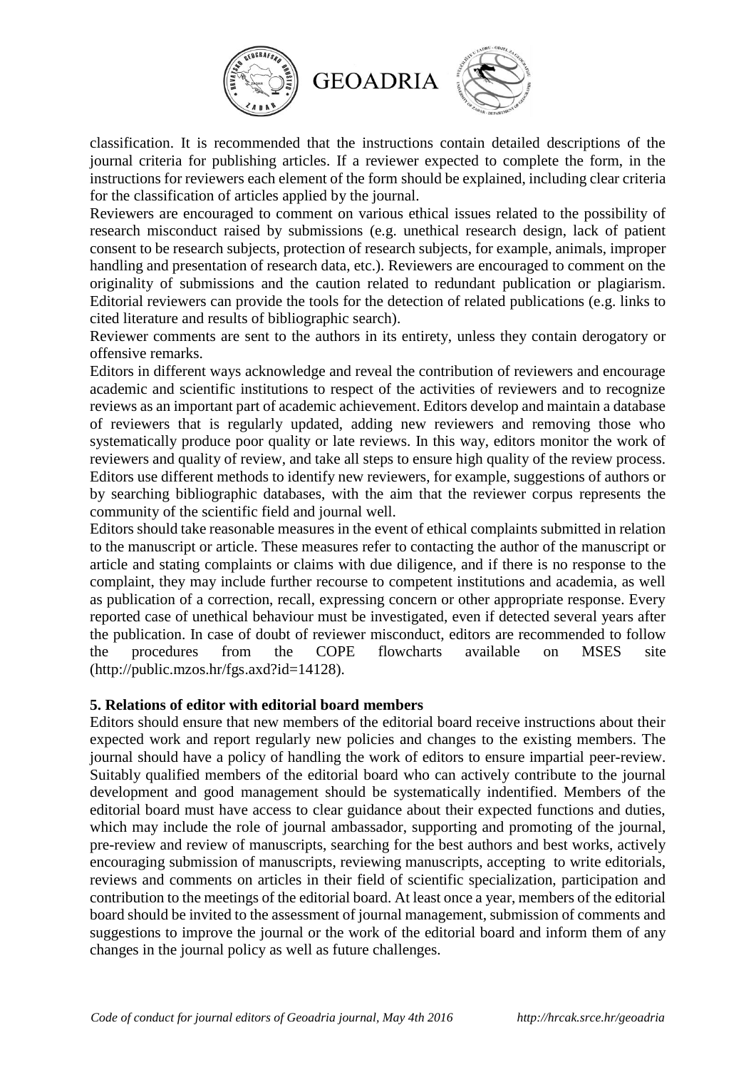classification. It is recommended that the instructions contain detailed descriptions of the journal criteria for publishing articles. If a reviewer expected to complete the form, in the instructions for reviewers each element of the form should be explained, including clear criteria for the classification of articles applied by the journal.

Reviewers are encouraged to comment on various ethical issues related to the possibility of research misconduct raised by submissions (e.g. unethical research design, lack of patient consent to be research subjects, protection of research subjects, for example, animals, improper handling and presentation of research data, etc.). Reviewers are encouraged to comment on the originality of submissions and the caution related to redundant publication or plagiarism. Editorial reviewers can provide the tools for the detection of related publications (e.g. links to cited literature and results of bibliographic search).

Reviewer comments are sent to the authors in its entirety, unless they contain derogatory or offensive remarks.

Editors in different ways acknowledge and reveal the contribution of reviewers and encourage academic and scientific institutions to respect of the activities of reviewers and to recognize reviews as an important part of academic achievement. Editors develop and maintain a database of reviewers that is regularly updated, adding new reviewers and removing those who systematically produce poor quality or late reviews. In this way, editors monitor the work of reviewers and quality of review, and take all steps to ensure high quality of the review process. Editors use different methods to identify new reviewers, for example, suggestions of authors or by searching bibliographic databases, with the aim that the reviewer corpus represents the community of the scientific field and journal well.

Editors should take reasonable measures in the event of ethical complaints submitted in relation to the manuscript or article. These measures refer to contacting the author of the manuscript or article and stating complaints or claims with due diligence, and if there is no response to the complaint, they may include further recourse to competent institutions and academia, as well as publication of a correction, recall, expressing concern or other appropriate response. Every reported case of unethical behaviour must be investigated, even if detected several years after the publication. In case of doubt of reviewer misconduct, editors are recommended to follow the procedures from the COPE flowcharts available on MSES site (http://public.mzos.hr/fgs.axd?id=14128).

**5. Relations of editor with editorial board members**

Editors should ensure that new members of the editorial board receive instructions about their expected work and report regularly new policies and changes to the existing members. The journal should have a policy of handling the work of editors to ensure impartial peer-review. Suitably qualified members of the editorial board who can actively contribute to the journal development and good management should be systematically indentified. Members of the editorial board must have access to clear guidance about their expected functions and duties, which may include the role of journal ambassador, supporting and promoting of the journal, pre-review and review of manuscripts, searching for the best authors and best works, actively encouraging submission of manuscripts, reviewing manuscripts, accepting to write editorials, reviews and comments on articles in their field of scientific specialization, participation and contribution to the meetings of the editorial board. At least once a year, members of the editorial board should be invited to the assessment of journal management, submission of comments and suggestions to improve the journal or the work of the editorial board and inform them of any changes in the journal policy as well as future challenges.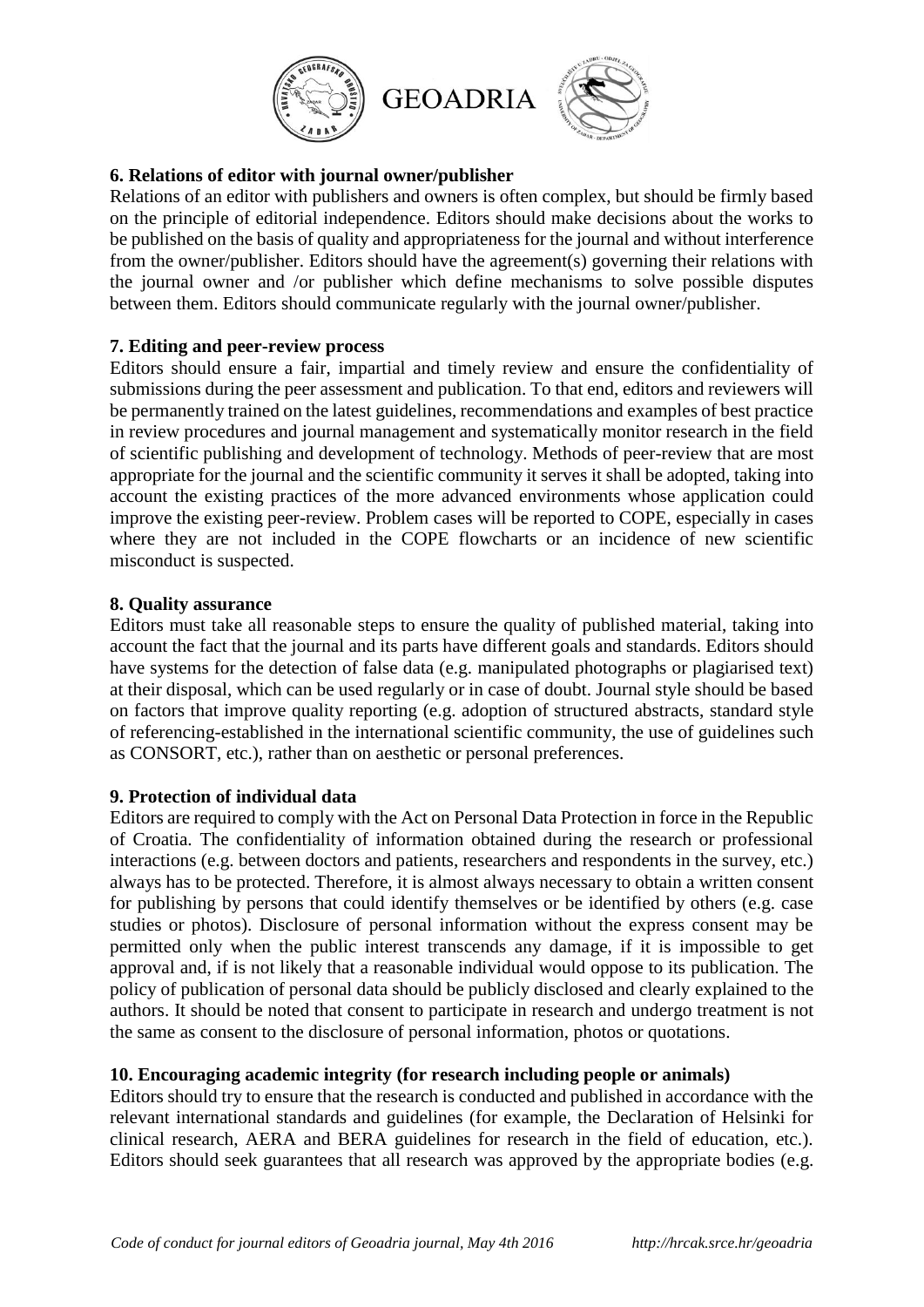## 6. Relations of editor with journal owner/publisher

Relations of an editor with publishers and owners is often complex, but should be firmly based on the principle of editorial independence. Editors should make decisions about the works to be published on the basis of quality and appropriateness for the journal and without interference from the owner/publisher. Editors should have the agreement(s) governing their relations with the journal owner and /or publisher which define mechanisms to solve possible disputes between them. Editors should communicate regularly with the journal owner/publisher.

## 7. Editing and peer-review process

Editors should ensure a fair, impartial and timely review and ensure the confidentiality of submissions during the peer assessment and publication. To that end, editors and reviewers will be permanently trained on the latest guidelines, recommendations and examples of best practice in review procedures and journal management and systematically monitor research in the field of scientific publishing and development of technology. Methods of peer-review that are most appropriate for the journal and the scientific community it serves it shall be adopted, taking into account the existing practices of the more advanced environments whose application could improve the existing peer-review. Problem cases will be reported to COPE, especially in cases where they are not included in the COPE flowcharts or an incidence of new scientific misconduct is suspected.

## 8. Quality assurance

Editors must take all reasonable steps to ensure the quality of published material, taking into account the fact that the journal and its parts have different goals and standards. Editors should have systems for the detection of false data (e.g. manipulated photographs or plagiarised text) at their disposal, which can be used regularly or in case of doubt. Journal style should be based on factors that improve quality reporting (e.g. adoption of structured abstracts, standard style of referencing-established in the international scientific community, the use of guidelines such as CONSORT, etc.), rather than on aesthetic or personal preferences.

## 9. Protection of individual data

Editors are required to comply with the Act on Personal Data Protection in force in the Republic of Croatia. The confidentiality of information obtained during the research or professional interactions (e.g. between doctors and patients, researchers and respondents in the survey, etc.) always has to be protected. Therefore, it is almost always necessary to obtain a written consent for publishing by persons that could identify themselves or be identified by others (e.g. case studies or photos). Disclosure of personal information without the express consent may be permitted only when the public interest transcends any damage, if it is impossible to get approval and, if is not likely that a reasonable individual would oppose to its publication. The policy of publication of personal data should be publicly disclosed and clearly explained to the authors. It should be noted that consent to participate in research and undergo treatment is not the same as consent to the disclosure of personal information, photos or quotations.

## 10. Encouraging academic integrity (for research including people or animals)

Editors should try to ensure that the research is conducted and published in accordance with the relevant international standards and guidelines (for example, the Declaration of Helsinki for clinical research, AERA and BERA guidelines for research in the field of education, etc.). Editors should seek guarantees that all research was approved by the appropriate bodies (e.g.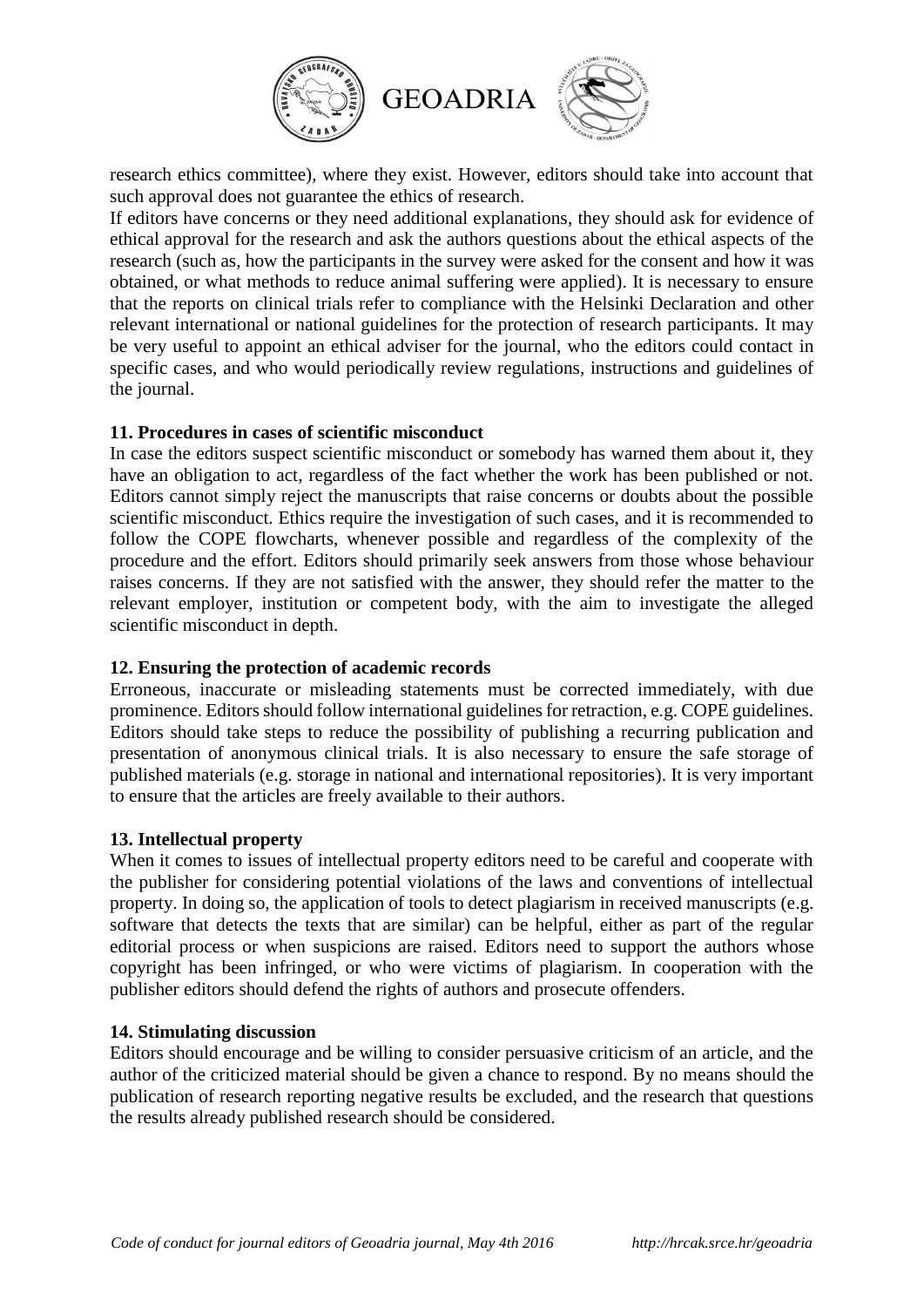research ethics committee), where they exist. However, editors should take into account that such approval does not guarantee the ethics of research.

If editors have concerns or they need additional explanations, they should ask for evidence of ethical approval for the research and ask the authors questions about the ethical aspects of the research (such as, how the participants in the survey were asked for the consent and how it was obtained, or what methods to reduce animal suffering were applied). It is necessary to ensure that the reports on clinical trials refer to compliance with the Helsinki Declaration and other relevant international or national guidelines for the protection of research participants. It may be very useful to appoint an ethical adviser for the journal, who the editors could contact in specific cases, and who would periodically review regulations, instructions and guidelines of the journal.

**11. Procedures in cases of scientific misconduct**

In case the editors suspect scientific misconduct or somebody has warned them about it, they have an obligation to act, regardless of the fact whether the work has been published or not. Editors cannot simply reject the manuscripts that raise concerns or doubts about the possible scientific misconduct. Ethics require the investigation of such cases, and it is recommended to follow the COPE flowcharts, whenever possible and regardless of the complexity of the procedure and the effort. Editors should primarily seek answers from those whose behaviour raises concerns. If they are not satisfied with the answer, they should refer the matter to the relevant employer, institution or competent body, with the aim to investigate the alleged scientific misconduct in depth.

**12. Ensuring the protection of academic records**

Erroneous, inaccurate or misleading statements must be corrected immediately, with due prominence. Editors should follow international guidelines for retraction, e.g. COPE guidelines. Editors should take steps to reduce the possibility of publishing a recurring publication and presentation of anonymous clinical trials. It is also necessary to ensure the safe storage of published materials (e.g. storage in national and international repositories). It is very important to ensure that the articles are freely available to their authors.

**13. Intellectual property**

When it comes to issues of intellectual property editors need to be careful and cooperate with the publisher for considering potential violations of the laws and conventions of intellectual property. In doing so, the application of tools to detect plagiarism in received manuscripts (e.g. software that detects the texts that are similar) can be helpful, either as part of the regular editorial process or when suspicions are raised. Editors need to support the authors whose copyright has been infringed, or who were victims of plagiarism. In cooperation with the publisher editors should defend the rights of authors and prosecute offenders.

**14. Stimulating discussion**

Editors should encourage and be willing to consider persuasive criticism of an article, and the author of the criticized material should be given a chance to respond. By no means should the publication of research reporting negative results be excluded, and the research that questions the results already published research should be considered.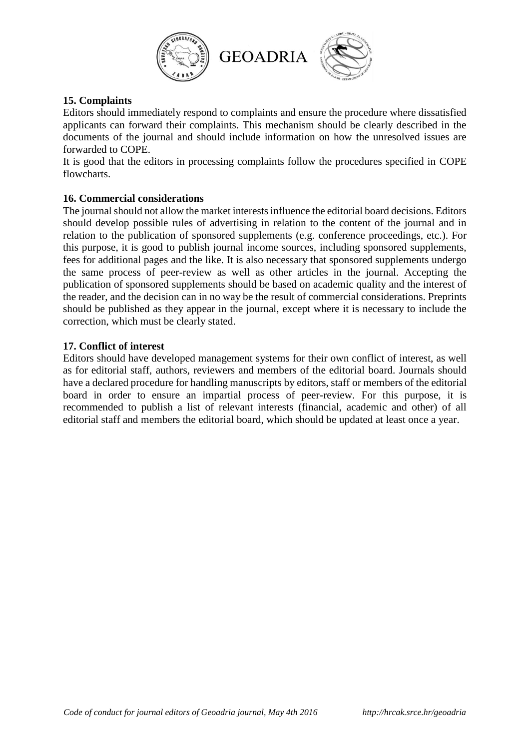### 15. Complaints

Editors should immediately respond to complaints and ensure the procedure where dissatisfied applicants can forward their complaints. This mechanism should be clearly described in the documents of the journal and should include information on how the unresolved issues are forwarded to COPE.

It is good that the editors in processing complaints follow the procedures specified in COPE flowcharts.

### 16. Commercial considerations

The journal should not allow the market interests influence the editorial board decisions. Editors should develop possible rules of advertising in relation to the content of the journal and in relation to the publication of sponsored supplements (e.g. conference proceedings, etc.). For this purpose, it is good to publish journal income sources, including sponsored supplements, fees for additional pages and the like. It is also necessary that sponsored supplements undergo the same process of peer-review as well as other articles in the journal. Accepting the publication of sponsored supplements should be based on academic quality and the interest of the reader, and the decision can in no way be the result of commercial considerations. Preprints should be published as they appear in the journal, except where it is necessary to include the correction, which must be clearly stated.

### 17. Conflict of interest

Editors should have developed management systems for their own conflict of interest, as well as for editorial staff, authors, reviewers and members of the editorial board. Journals should have a declared procedure for handling manuscripts by editors, staff or members of the editorial board in order to ensure an impartial process of peer-review. For this purpose, it is recommended to publish a list of relevant interests (financial, academic and other) of all editorial staff and members the editorial board, which should be updated at least once a year.